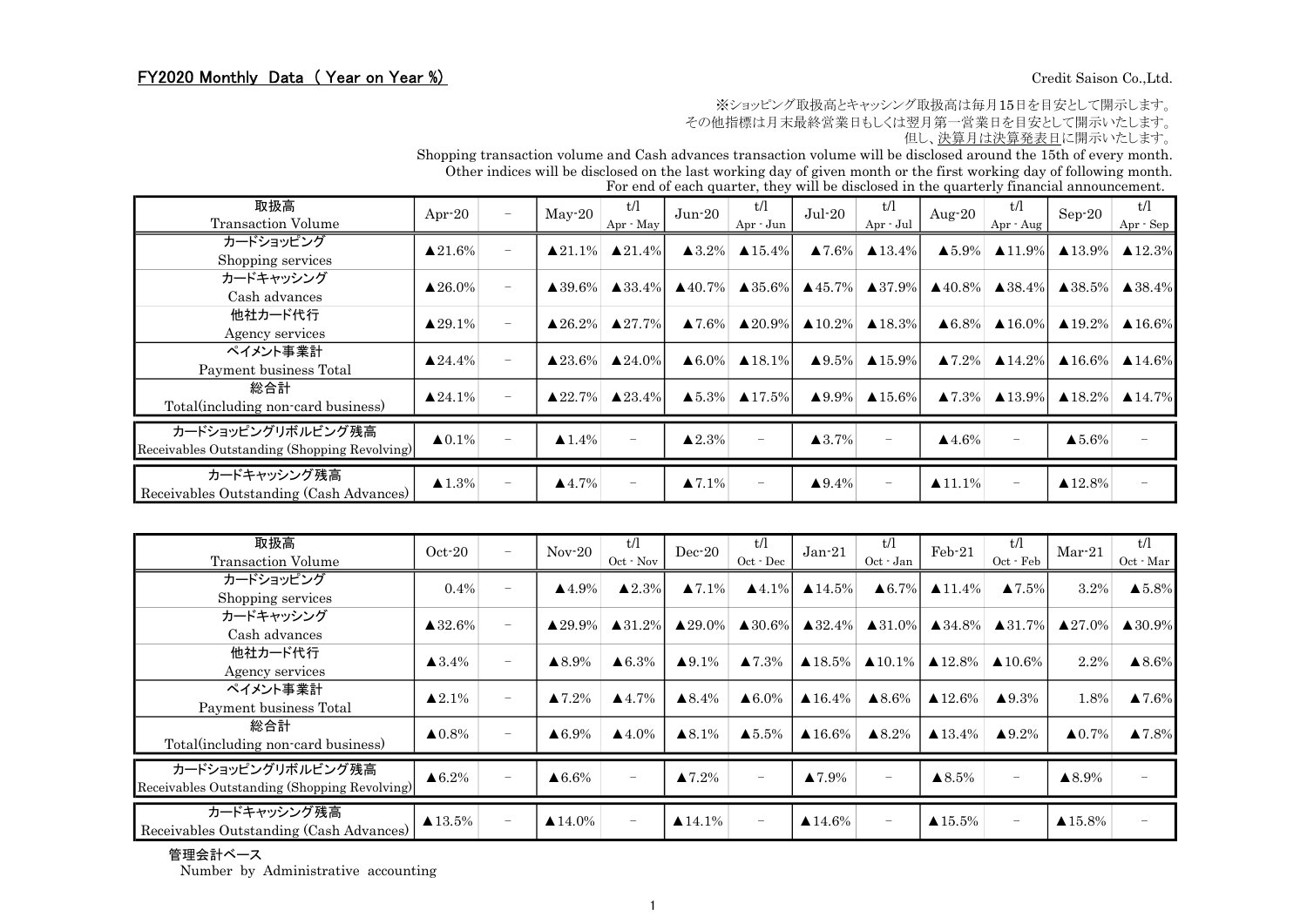## FY2020 Monthly Data ( Year on Year %)

Credit Saison Co.,Ltd.

※ショッピング取扱高とキャッシング取扱高は毎月15日を目安として開示します。
その他指標は月末最終営業日もしくは翌月第一営業日を目安として開示いたします。
但し、決算月は決算発表日に開示いたします。
Shopping transaction volume and Cash advances transaction volume will be disclosed around the 15th of every month.
Other indices will be disclosed on the last working day of given month or the first working day of following month.
For end of each quarter, they will be disclosed in the quarterly financial announcement.

| 取扱高 Transaction Volume | Apr-20 | － | May-20 | t/l Apr - May | Jun-20 | t/l Apr - Jun | Jul-20 | t/l Apr - Jul | Aug-20 | t/l Apr - Aug | Sep-20 | t/l Apr - Sep |
|---|---|---|---|---|---|---|---|---|---|---|---|---|
| カードショッピング Shopping services | ▲21.6% | － | ▲21.1% | ▲21.4% | ▲3.2% | ▲15.4% | ▲7.6% | ▲13.4% | ▲5.9% | ▲11.9% | ▲13.9% | ▲12.3% |
| カードキャッシング Cash advances | ▲26.0% | － | ▲39.6% | ▲33.4% | ▲40.7% | ▲35.6% | ▲45.7% | ▲37.9% | ▲40.8% | ▲38.4% | ▲38.5% | ▲38.4% |
| 他社カード代行 Agency services | ▲29.1% | － | ▲26.2% | ▲27.7% | ▲7.6% | ▲20.9% | ▲10.2% | ▲18.3% | ▲6.8% | ▲16.0% | ▲19.2% | ▲16.6% |
| ペイメント事業計 Payment business Total | ▲24.4% | － | ▲23.6% | ▲24.0% | ▲6.0% | ▲18.1% | ▲9.5% | ▲15.9% | ▲7.2% | ▲14.2% | ▲16.6% | ▲14.6% |
| 総合計 Total(including non-card business) | ▲24.1% | － | ▲22.7% | ▲23.4% | ▲5.3% | ▲17.5% | ▲9.9% | ▲15.6% | ▲7.3% | ▲13.9% | ▲18.2% | ▲14.7% |
| カードショッピングリボルビング残高 Receivables Outstanding (Shopping Revolving) | ▲0.1% | － | ▲1.4% | － | ▲2.3% | － | ▲3.7% | － | ▲4.6% | － | ▲5.6% | － |
| カードキャッシング残高 Receivables Outstanding (Cash Advances) | ▲1.3% | － | ▲4.7% | － | ▲7.1% | － | ▲9.4% | － | ▲11.1% | － | ▲12.8% | － |

| 取扱高 Transaction Volume | Oct-20 | － | Nov-20 | t/l Oct - Nov | Dec-20 | t/l Oct - Dec | Jan-21 | t/l Oct - Jan | Feb-21 | t/l Oct - Feb | Mar-21 | t/l Oct - Mar |
|---|---|---|---|---|---|---|---|---|---|---|---|---|
| カードショッピング Shopping services | 0.4% | － | ▲4.9% | ▲2.3% | ▲7.1% | ▲4.1% | ▲14.5% | ▲6.7% | ▲11.4% | ▲7.5% | 3.2% | ▲5.8% |
| カードキャッシング Cash advances | ▲32.6% | － | ▲29.9% | ▲31.2% | ▲29.0% | ▲30.6% | ▲32.4% | ▲31.0% | ▲34.8% | ▲31.7% | ▲27.0% | ▲30.9% |
| 他社カード代行 Agency services | ▲3.4% | － | ▲8.9% | ▲6.3% | ▲9.1% | ▲7.3% | ▲18.5% | ▲10.1% | ▲12.8% | ▲10.6% | 2.2% | ▲8.6% |
| ペイメント事業計 Payment business Total | ▲2.1% | － | ▲7.2% | ▲4.7% | ▲8.4% | ▲6.0% | ▲16.4% | ▲8.6% | ▲12.6% | ▲9.3% | 1.8% | ▲7.6% |
| 総合計 Total(including non-card business) | ▲0.8% | － | ▲6.9% | ▲4.0% | ▲8.1% | ▲5.5% | ▲16.6% | ▲8.2% | ▲13.4% | ▲9.2% | ▲0.7% | ▲7.8% |
| カードショッピングリボルビング残高 Receivables Outstanding (Shopping Revolving) | ▲6.2% | － | ▲6.6% | － | ▲7.2% | － | ▲7.9% | － | ▲8.5% | － | ▲8.9% | － |
| カードキャッシング残高 Receivables Outstanding (Cash Advances) | ▲13.5% | － | ▲14.0% | － | ▲14.1% | － | ▲14.6% | － | ▲15.5% | － | ▲15.8% | － |

管理会計ベース
Number by Administrative accounting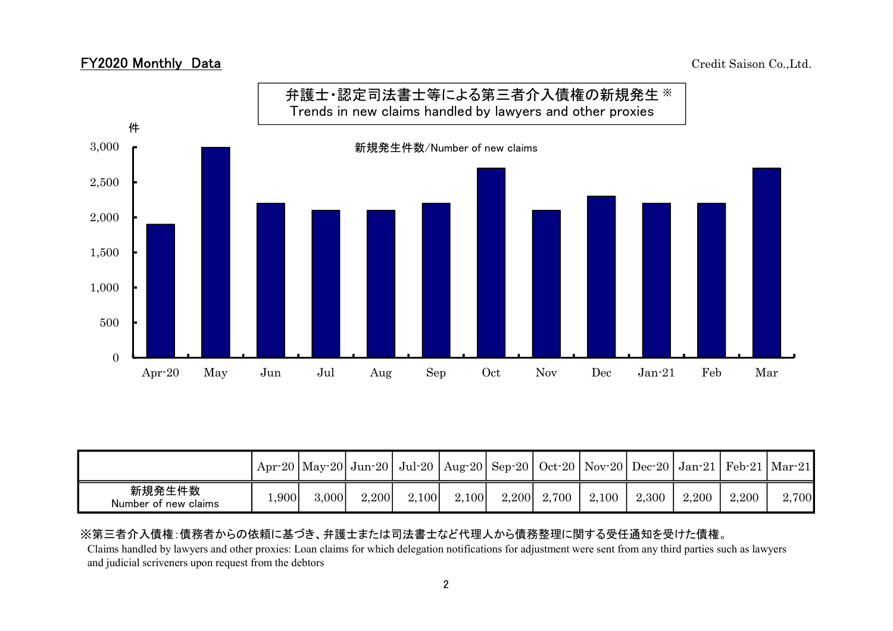**FY2020 Monthly Data**

Credit Saison Co.,Ltd.

## 弁護士・認定司法書士等による第三者介入債権の新規発生 ※
## Trends in new claims handled by lawyers and other proxies

件

新規発生件数/Number of new claims

3,000
2,500
2,000
1,500
1,000
500
0

Apr-20 May Jun Jul Aug Sep Oct Nov Dec Jan-21 Feb Mar

| | Apr-20 | May-20 | Jun-20 | Jul-20 | Aug-20 | Sep-20 | Oct-20 | Nov-20 | Dec-20 | Jan-21 | Feb-21 | Mar-21 |
|---|---|---|---|---|---|---|---|---|---|---|---|---|
| 新規発生件数 Number of new claims | 1,900 | 3,000 | 2,200 | 2,100 | 2,100 | 2,200 | 2,700 | 2,100 | 2,300 | 2,200 | 2,200 | 2,700 |

※第三者介入債権：債務者からの依頼に基づき、弁護士または司法書士など代理人から債務整理に関する受任通知を受けた債権。

Claims handled by lawyers and other proxies: Loan claims for which delegation notifications for adjustment were sent from any third parties such as lawyers and judicial scriveners upon request from the debtors